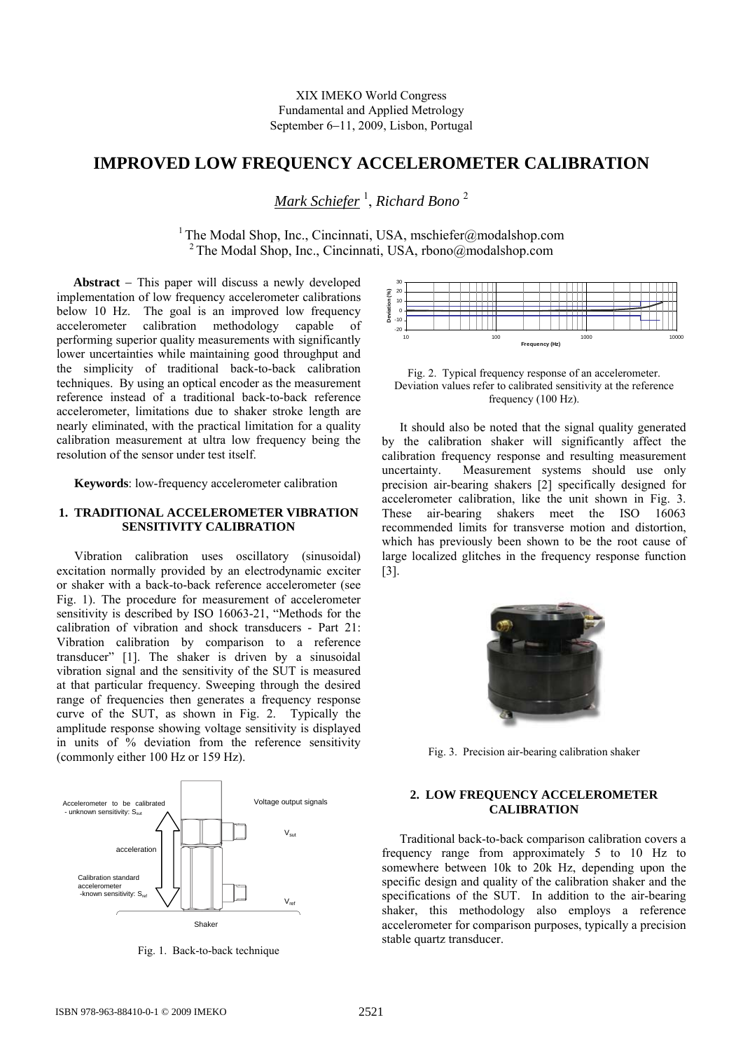XIX IMEKO World Congress
Fundamental and Applied Metrology
September 6−11, 2009, Lisbon, Portugal

# IMPROVED LOW FREQUENCY ACCELEROMETER CALIBRATION

*Mark Schiefer* [1], *Richard Bono* [2]

[1] The Modal Shop, Inc., Cincinnati, USA, mschiefer@modalshop.com
[2] The Modal Shop, Inc., Cincinnati, USA, rbono@modalshop.com

**Abstract** − This paper will discuss a newly developed implementation of low frequency accelerometer calibrations below 10 Hz. The goal is an improved low frequency accelerometer calibration methodology capable of performing superior quality measurements with significantly lower uncertainties while maintaining good throughput and the simplicity of traditional back-to-back calibration techniques. By using an optical encoder as the measurement reference instead of a traditional back-to-back reference accelerometer, limitations due to shaker stroke length are nearly eliminated, with the practical limitation for a quality calibration measurement at ultra low frequency being the resolution of the sensor under test itself.

**Keywords**: low-frequency accelerometer calibration

## 1. TRADITIONAL ACCELEROMETER VIBRATION SENSITIVITY CALIBRATION

Vibration calibration uses oscillatory (sinusoidal) excitation normally provided by an electrodynamic exciter or shaker with a back-to-back reference accelerometer (see Fig. 1). The procedure for measurement of accelerometer sensitivity is described by ISO 16063-21, "Methods for the calibration of vibration and shock transducers - Part 21: Vibration calibration by comparison to a reference transducer" [1]. The shaker is driven by a sinusoidal vibration signal and the sensitivity of the SUT is measured at that particular frequency. Sweeping through the desired range of frequencies then generates a frequency response curve of the SUT, as shown in Fig. 2. Typically the amplitude response showing voltage sensitivity is displayed in units of % deviation from the reference sensitivity (commonly either 100 Hz or 159 Hz).

Fig. 1. Back-to-back technique

Fig. 2. Typical frequency response of an accelerometer. Deviation values refer to calibrated sensitivity at the reference frequency (100 Hz).

It should also be noted that the signal quality generated by the calibration shaker will significantly affect the calibration frequency response and resulting measurement uncertainty. Measurement systems should use only precision air-bearing shakers [2] specifically designed for accelerometer calibration, like the unit shown in Fig. 3. These air-bearing shakers meet the ISO 16063 recommended limits for transverse motion and distortion, which has previously been shown to be the root cause of large localized glitches in the frequency response function [3].

Fig. 3. Precision air-bearing calibration shaker

## 2. LOW FREQUENCY ACCELEROMETER CALIBRATION

Traditional back-to-back comparison calibration covers a frequency range from approximately 5 to 10 Hz to somewhere between 10k to 20k Hz, depending upon the specific design and quality of the calibration shaker and the specifications of the SUT. In addition to the air-bearing shaker, this methodology also employs a reference accelerometer for comparison purposes, typically a precision stable quartz transducer.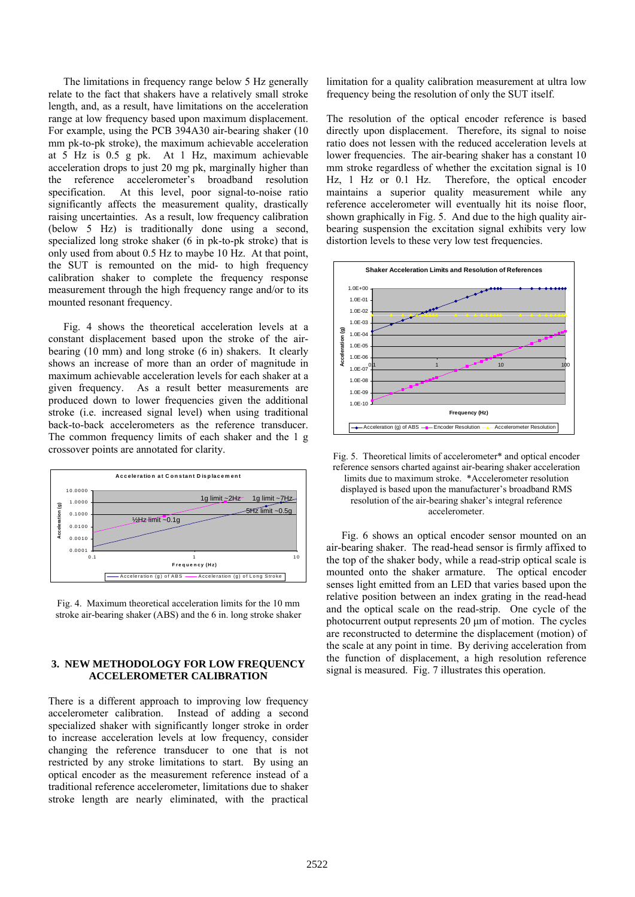The limitations in frequency range below 5 Hz generally relate to the fact that shakers have a relatively small stroke length, and, as a result, have limitations on the acceleration range at low frequency based upon maximum displacement. For example, using the PCB 394A30 air-bearing shaker (10 mm pk-to-pk stroke), the maximum achievable acceleration at 5 Hz is 0.5 g pk. At 1 Hz, maximum achievable acceleration drops to just 20 mg pk, marginally higher than the reference accelerometer's broadband resolution specification. At this level, poor signal-to-noise ratio significantly affects the measurement quality, drastically raising uncertainties. As a result, low frequency calibration (below 5 Hz) is traditionally done using a second, specialized long stroke shaker (6 in pk-to-pk stroke) that is only used from about 0.5 Hz to maybe 10 Hz. At that point, the SUT is remounted on the mid- to high frequency calibration shaker to complete the frequency response measurement through the high frequency range and/or to its mounted resonant frequency.

Fig. 4 shows the theoretical acceleration levels at a constant displacement based upon the stroke of the air-bearing (10 mm) and long stroke (6 in) shakers. It clearly shows an increase of more than an order of magnitude in maximum achievable acceleration levels for each shaker at a given frequency. As a result better measurements are produced down to lower frequencies given the additional stroke (i.e. increased signal level) when using traditional back-to-back accelerometers as the reference transducer. The common frequency limits of each shaker and the 1 g crossover points are annotated for clarity.

Fig. 4. Maximum theoretical acceleration limits for the 10 mm stroke air-bearing shaker (ABS) and the 6 in. long stroke shaker

## 3. NEW METHODOLOGY FOR LOW FREQUENCY ACCELEROMETER CALIBRATION

There is a different approach to improving low frequency accelerometer calibration. Instead of adding a second specialized shaker with significantly longer stroke in order to increase acceleration levels at low frequency, consider changing the reference transducer to one that is not restricted by any stroke limitations to start. By using an optical encoder as the measurement reference instead of a traditional reference accelerometer, limitations due to shaker stroke length are nearly eliminated, with the practical limitation for a quality calibration measurement at ultra low frequency being the resolution of only the SUT itself.

The resolution of the optical encoder reference is based directly upon displacement. Therefore, its signal to noise ratio does not lessen with the reduced acceleration levels at lower frequencies. The air-bearing shaker has a constant 10 mm stroke regardless of whether the excitation signal is 10 Hz, 1 Hz or 0.1 Hz. Therefore, the optical encoder maintains a superior quality measurement while any reference accelerometer will eventually hit its noise floor, shown graphically in Fig. 5. And due to the high quality air-bearing suspension the excitation signal exhibits very low distortion levels to these very low test frequencies.

Fig. 5. Theoretical limits of accelerometer* and optical encoder reference sensors charted against air-bearing shaker acceleration limits due to maximum stroke. *Accelerometer resolution displayed is based upon the manufacturer's broadband RMS resolution of the air-bearing shaker's integral reference accelerometer.

Fig. 6 shows an optical encoder sensor mounted on an air-bearing shaker. The read-head sensor is firmly affixed to the top of the shaker body, while a read-strip optical scale is mounted onto the shaker armature. The optical encoder senses light emitted from an LED that varies based upon the relative position between an index grating in the read-head and the optical scale on the read-strip. One cycle of the photocurrent output represents 20 µm of motion. The cycles are reconstructed to determine the displacement (motion) of the scale at any point in time. By deriving acceleration from the function of displacement, a high resolution reference signal is measured. Fig. 7 illustrates this operation.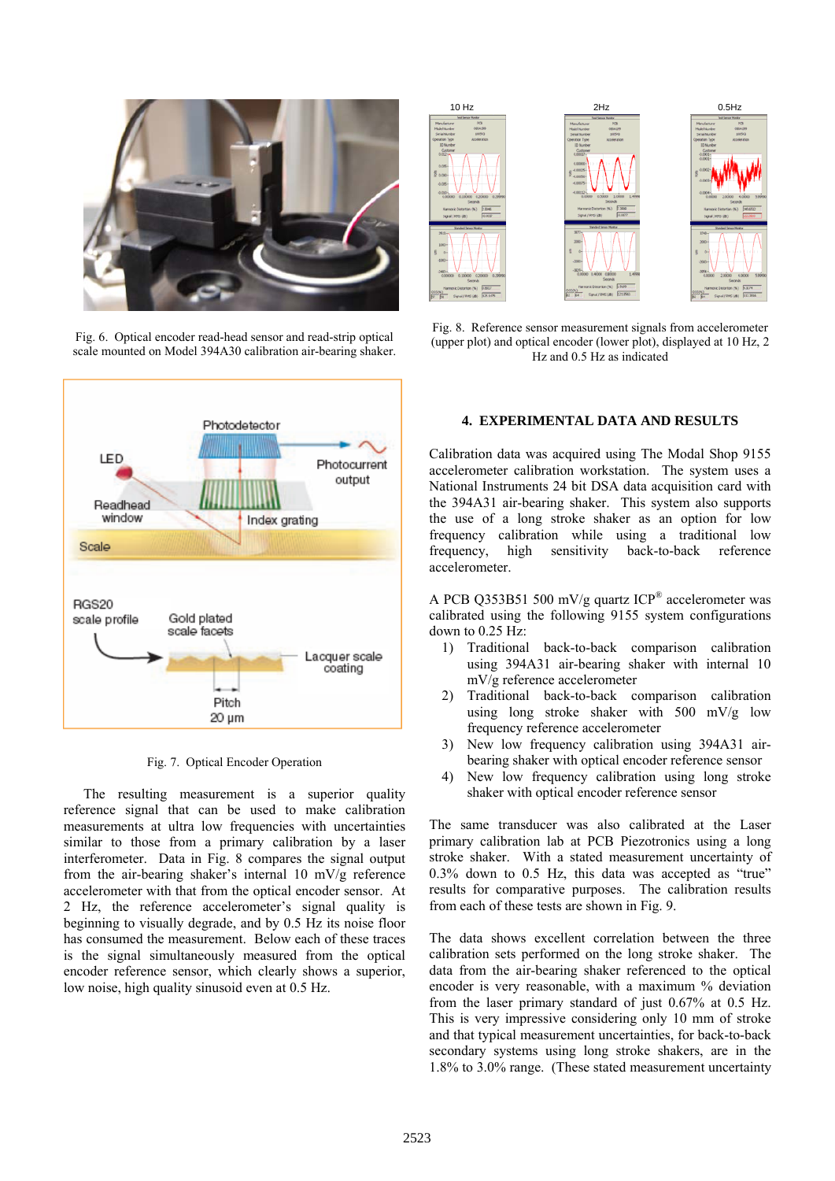Fig. 6. Optical encoder read-head sensor and read-strip optical scale mounted on Model 394A30 calibration air-bearing shaker.

Fig. 7. Optical Encoder Operation

The resulting measurement is a superior quality reference signal that can be used to make calibration measurements at ultra low frequencies with uncertainties similar to those from a primary calibration by a laser interferometer. Data in Fig. 8 compares the signal output from the air-bearing shaker's internal 10 mV/g reference accelerometer with that from the optical encoder sensor. At 2 Hz, the reference accelerometer's signal quality is beginning to visually degrade, and by 0.5 Hz its noise floor has consumed the measurement. Below each of these traces is the signal simultaneously measured from the optical encoder reference sensor, which clearly shows a superior, low noise, high quality sinusoid even at 0.5 Hz.

Fig. 8. Reference sensor measurement signals from accelerometer (upper plot) and optical encoder (lower plot), displayed at 10 Hz, 2 Hz and 0.5 Hz as indicated

## 4. EXPERIMENTAL DATA AND RESULTS

Calibration data was acquired using The Modal Shop 9155 accelerometer calibration workstation. The system uses a National Instruments 24 bit DSA data acquisition card with the 394A31 air-bearing shaker. This system also supports the use of a long stroke shaker as an option for low frequency calibration while using a traditional low frequency, high sensitivity back-to-back reference accelerometer.

A PCB Q353B51 500 mV/g quartz ICP® accelerometer was calibrated using the following 9155 system configurations down to 0.25 Hz:

1) Traditional back-to-back comparison calibration using 394A31 air-bearing shaker with internal 10 mV/g reference accelerometer
2) Traditional back-to-back comparison calibration using long stroke shaker with 500 mV/g low frequency reference accelerometer
3) New low frequency calibration using 394A31 air-bearing shaker with optical encoder reference sensor
4) New low frequency calibration using long stroke shaker with optical encoder reference sensor

The same transducer was also calibrated at the Laser primary calibration lab at PCB Piezotronics using a long stroke shaker. With a stated measurement uncertainty of 0.3% down to 0.5 Hz, this data was accepted as "true" results for comparative purposes. The calibration results from each of these tests are shown in Fig. 9.

The data shows excellent correlation between the three calibration sets performed on the long stroke shaker. The data from the air-bearing shaker referenced to the optical encoder is very reasonable, with a maximum % deviation from the laser primary standard of just 0.67% at 0.5 Hz. This is very impressive considering only 10 mm of stroke and that typical measurement uncertainties, for back-to-back secondary systems using long stroke shakers, are in the 1.8% to 3.0% range. (These stated measurement uncertainty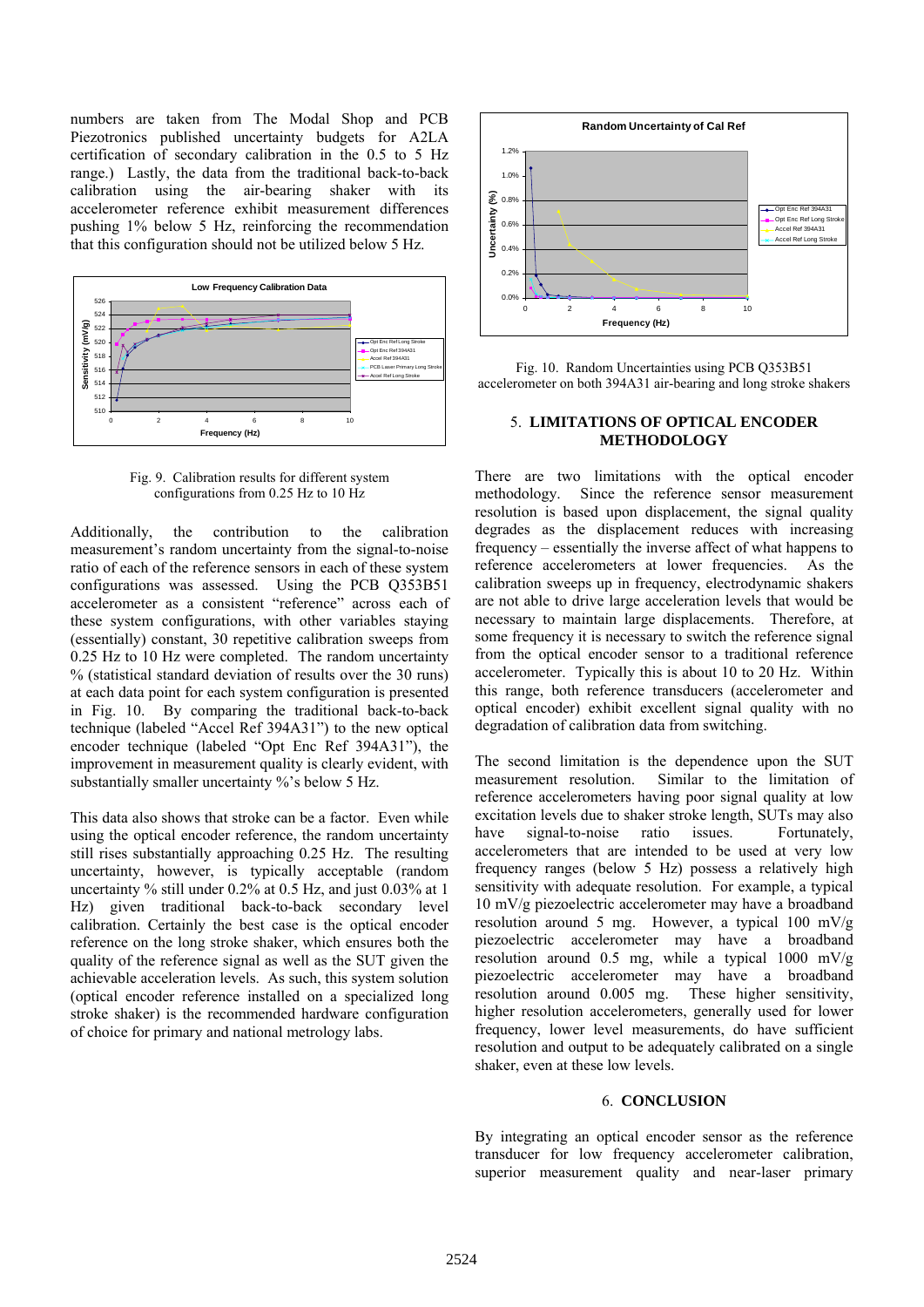numbers are taken from The Modal Shop and PCB Piezotronics published uncertainty budgets for A2LA certification of secondary calibration in the 0.5 to 5 Hz range.) Lastly, the data from the traditional back-to-back calibration using the air-bearing shaker with its accelerometer reference exhibit measurement differences pushing 1% below 5 Hz, reinforcing the recommendation that this configuration should not be utilized below 5 Hz.

Fig. 9. Calibration results for different system configurations from 0.25 Hz to 10 Hz

Additionally, the contribution to the calibration measurement's random uncertainty from the signal-to-noise ratio of each of the reference sensors in each of these system configurations was assessed. Using the PCB Q353B51 accelerometer as a consistent "reference" across each of these system configurations, with other variables staying (essentially) constant, 30 repetitive calibration sweeps from 0.25 Hz to 10 Hz were completed. The random uncertainty % (statistical standard deviation of results over the 30 runs) at each data point for each system configuration is presented in Fig. 10. By comparing the traditional back-to-back technique (labeled "Accel Ref 394A31") to the new optical encoder technique (labeled "Opt Enc Ref 394A31"), the improvement in measurement quality is clearly evident, with substantially smaller uncertainty %'s below 5 Hz.

This data also shows that stroke can be a factor. Even while using the optical encoder reference, the random uncertainty still rises substantially approaching 0.25 Hz. The resulting uncertainty, however, is typically acceptable (random uncertainty % still under 0.2% at 0.5 Hz, and just 0.03% at 1 Hz) given traditional back-to-back secondary level calibration. Certainly the best case is the optical encoder reference on the long stroke shaker, which ensures both the quality of the reference signal as well as the SUT given the achievable acceleration levels. As such, this system solution (optical encoder reference installed on a specialized long stroke shaker) is the recommended hardware configuration of choice for primary and national metrology labs.

Fig. 10. Random Uncertainties using PCB Q353B51 accelerometer on both 394A31 air-bearing and long stroke shakers

## 5. LIMITATIONS OF OPTICAL ENCODER METHODOLOGY

There are two limitations with the optical encoder methodology. Since the reference sensor measurement resolution is based upon displacement, the signal quality degrades as the displacement reduces with increasing frequency – essentially the inverse affect of what happens to reference accelerometers at lower frequencies. As the calibration sweeps up in frequency, electrodynamic shakers are not able to drive large acceleration levels that would be necessary to maintain large displacements. Therefore, at some frequency it is necessary to switch the reference signal from the optical encoder sensor to a traditional reference accelerometer. Typically this is about 10 to 20 Hz. Within this range, both reference transducers (accelerometer and optical encoder) exhibit excellent signal quality with no degradation of calibration data from switching.

The second limitation is the dependence upon the SUT measurement resolution. Similar to the limitation of reference accelerometers having poor signal quality at low excitation levels due to shaker stroke length, SUTs may also have signal-to-noise ratio issues. Fortunately, accelerometers that are intended to be used at very low frequency ranges (below 5 Hz) possess a relatively high sensitivity with adequate resolution. For example, a typical 10 mV/g piezoelectric accelerometer may have a broadband resolution around 5 mg. However, a typical 100 mV/g piezoelectric accelerometer may have a broadband resolution around 0.5 mg, while a typical 1000 mV/g piezoelectric accelerometer may have a broadband resolution around 0.005 mg. These higher sensitivity, higher resolution accelerometers, generally used for lower frequency, lower level measurements, do have sufficient resolution and output to be adequately calibrated on a single shaker, even at these low levels.

## 6. CONCLUSION

By integrating an optical encoder sensor as the reference transducer for low frequency accelerometer calibration, superior measurement quality and near-laser primary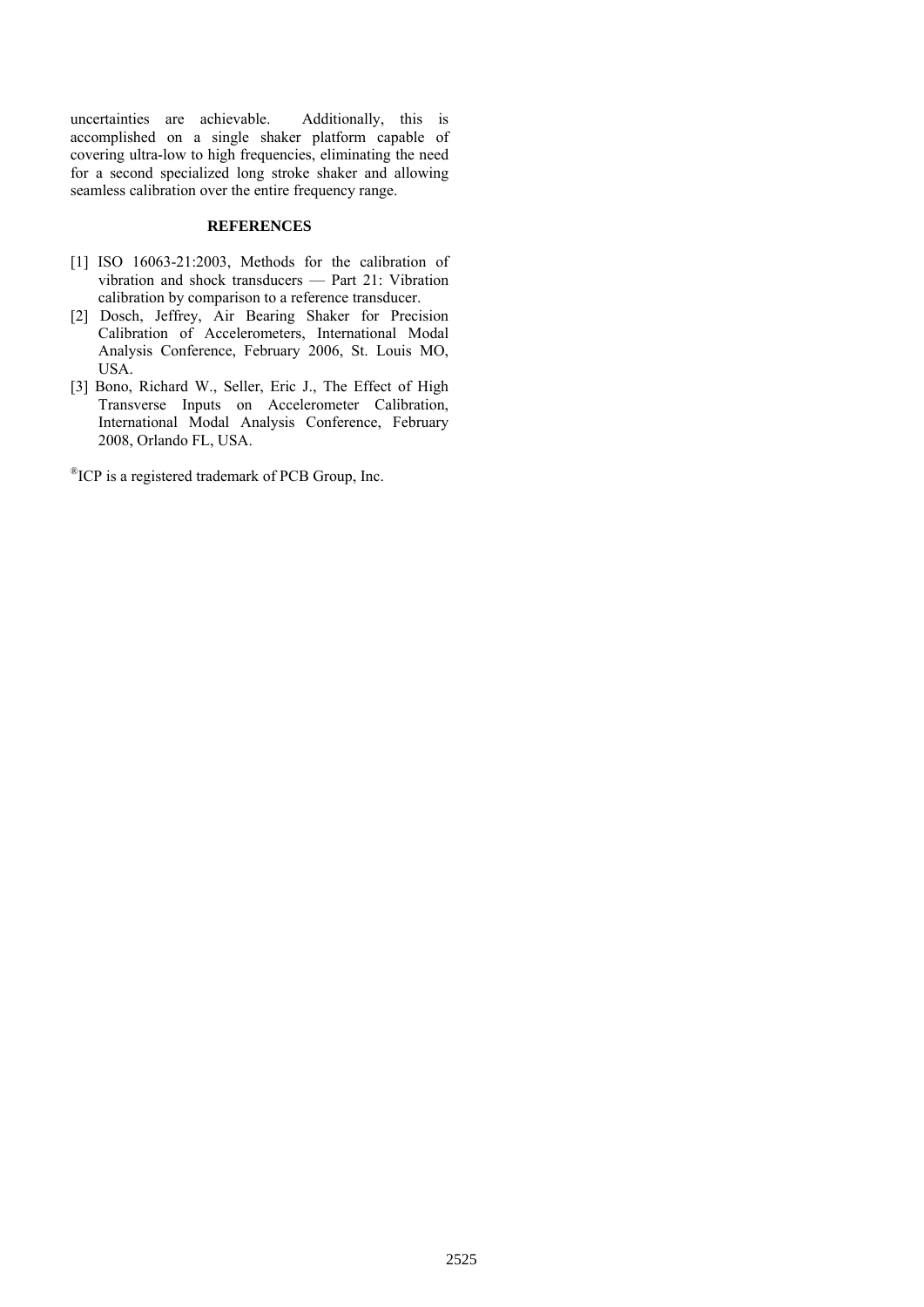uncertainties are achievable. Additionally, this is accomplished on a single shaker platform capable of covering ultra-low to high frequencies, eliminating the need for a second specialized long stroke shaker and allowing seamless calibration over the entire frequency range.

## REFERENCES

[1] ISO 16063-21:2003, Methods for the calibration of vibration and shock transducers — Part 21: Vibration calibration by comparison to a reference transducer.

[2] Dosch, Jeffrey, Air Bearing Shaker for Precision Calibration of Accelerometers, International Modal Analysis Conference, February 2006, St. Louis MO, USA.

[3] Bono, Richard W., Seller, Eric J., The Effect of High Transverse Inputs on Accelerometer Calibration, International Modal Analysis Conference, February 2008, Orlando FL, USA.

®ICP is a registered trademark of PCB Group, Inc.